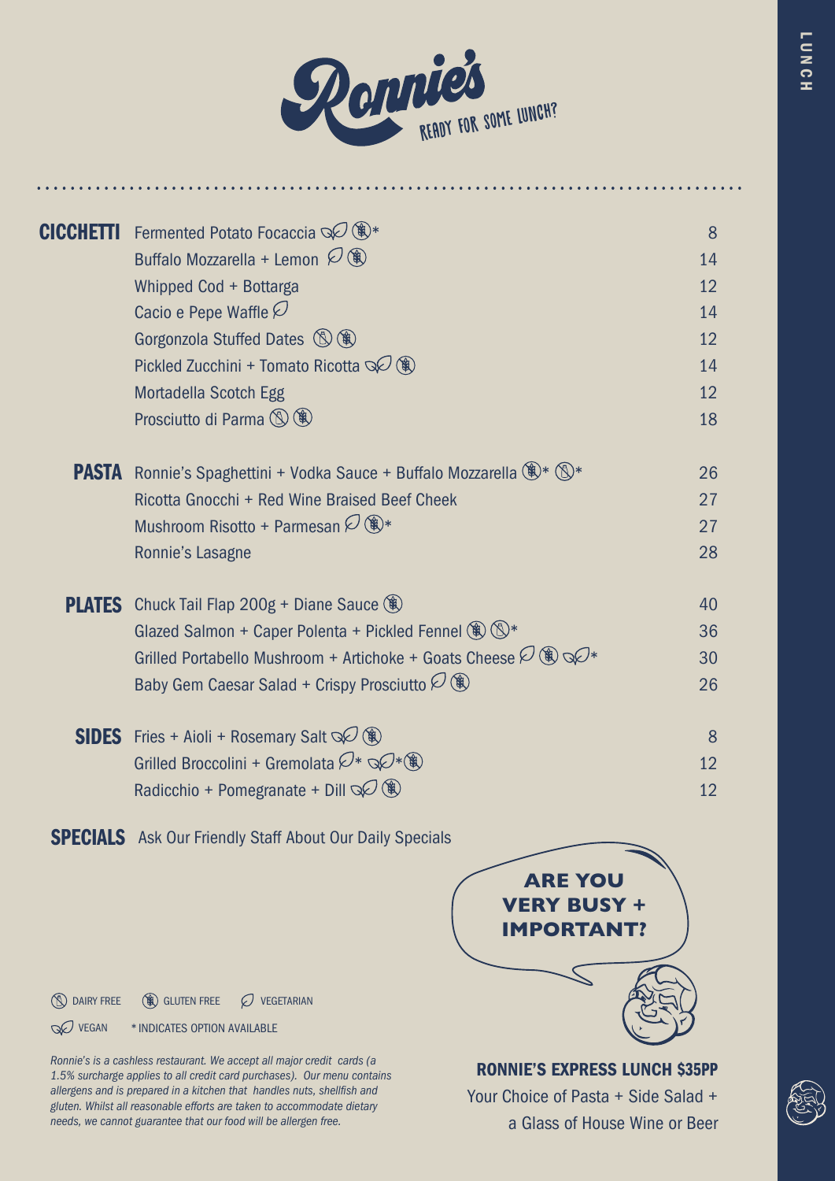# Ronnie's

READY FOR SOME LUNCH?

LUNCH

## CICCHETTI

| Item | Price |
| --- | --- |
| Fermented Potato Focaccia (Vegan) (Gluten Free)* | 8 |
| Buffalo Mozzarella + Lemon (Vegetarian) (Gluten Free) | 14 |
| Whipped Cod + Bottarga | 12 |
| Cacio e Pepe Waffle (Vegetarian) | 14 |
| Gorgonzola Stuffed Dates (Dairy Free) (Gluten Free) | 12 |
| Pickled Zucchini + Tomato Ricotta (Vegan) (Gluten Free) | 14 |
| Mortadella Scotch Egg | 12 |
| Prosciutto di Parma (Dairy Free) (Gluten Free) | 18 |

## PASTA

| Item | Price |
| --- | --- |
| Ronnie's Spaghettini + Vodka Sauce + Buffalo Mozzarella (Gluten Free)* (Dairy Free)* | 26 |
| Ricotta Gnocchi + Red Wine Braised Beef Cheek | 27 |
| Mushroom Risotto + Parmesan (Vegetarian) (Gluten Free)* | 27 |
| Ronnie's Lasagne | 28 |

## PLATES

| Item | Price |
| --- | --- |
| Chuck Tail Flap 200g + Diane Sauce (Gluten Free) | 40 |
| Glazed Salmon + Caper Polenta + Pickled Fennel (Gluten Free) (Dairy Free)* | 36 |
| Grilled Portabello Mushroom + Artichoke + Goats Cheese (Vegetarian) (Gluten Free) (Vegan)* | 30 |
| Baby Gem Caesar Salad + Crispy Prosciutto (Vegetarian) (Gluten Free) | 26 |

## SIDES

| Item | Price |
| --- | --- |
| Fries + Aioli + Rosemary Salt (Vegan) (Gluten Free) | 8 |
| Grilled Broccolini + Gremolata (Vegetarian)* (Vegan)* (Gluten Free) | 12 |
| Radicchio + Pomegranate + Dill (Vegan) (Gluten Free) | 12 |

## SPECIALS

Ask Our Friendly Staff About Our Daily Specials

**ARE YOU VERY BUSY + IMPORTANT?**

**RONNIE'S EXPRESS LUNCH $35PP**

Your Choice of Pasta + Side Salad + a Glass of House Wine or Beer

DAIRY FREE   GLUTEN FREE   VEGETARIAN

VEGAN   * INDICATES OPTION AVAILABLE

*Ronnie's is a cashless restaurant. We accept all major credit cards (a 1.5% surcharge applies to all credit card purchases). Our menu contains allergens and is prepared in a kitchen that handles nuts, shellfish and gluten. Whilst all reasonable efforts are taken to accommodate dietary needs, we cannot guarantee that our food will be allergen free.*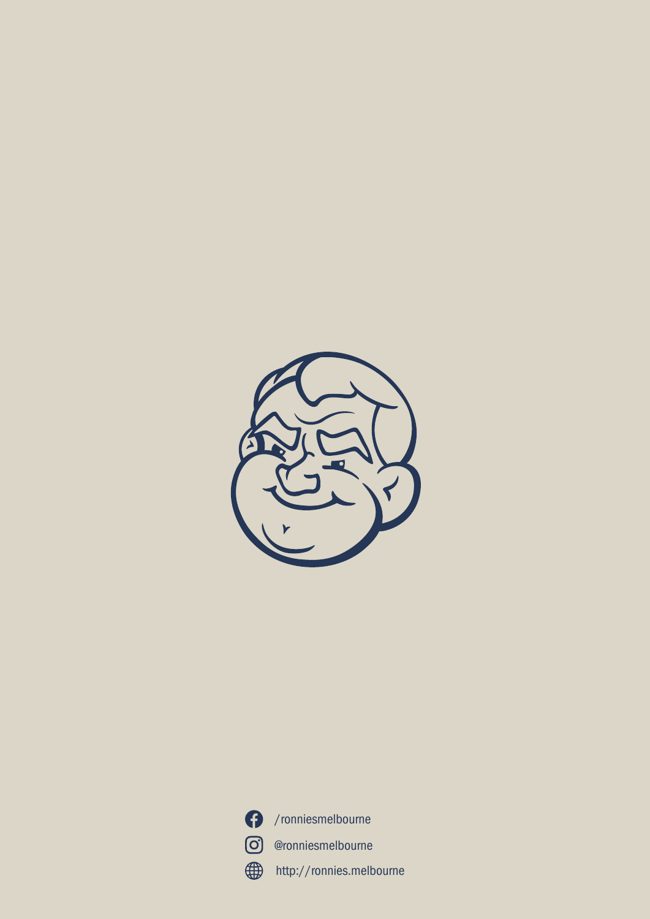/ronniesmelbourne

@ronniesmelbourne

http://ronnies.melbourne